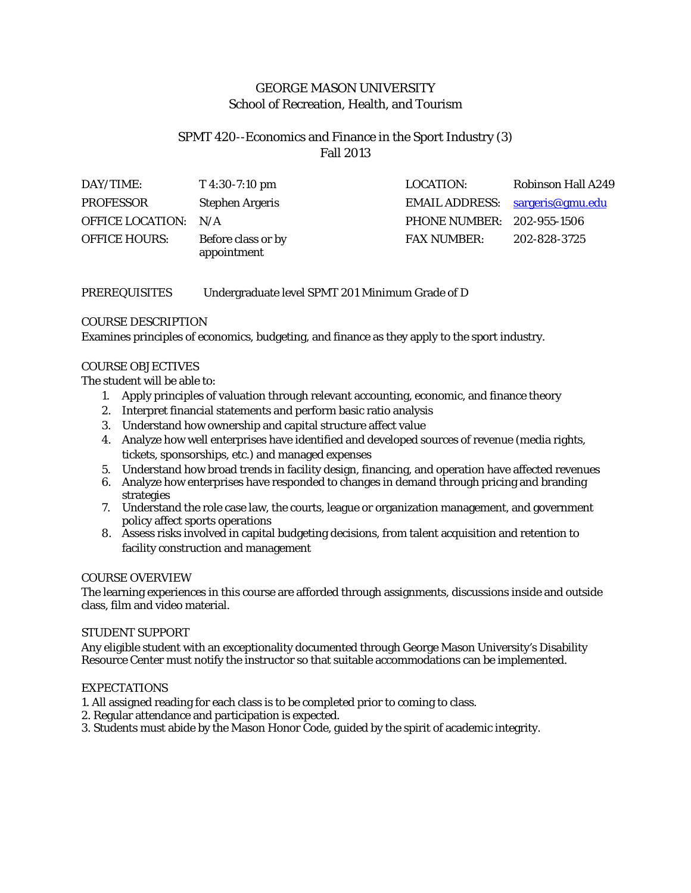# GEORGE MASON UNIVERSITY

## School of Recreation, Health, and Tourism

## SPMT 420--Economics and Finance in the Sport Industry (3)

## Fall 2013

| | | | |
|---|---|---|---|
| DAY/TIME: | T 4:30-7:10 pm | LOCATION: | Robinson Hall A249 |
| PROFESSOR | Stephen Argeris | EMAIL ADDRESS: | sargeris@gmu.edu |
| OFFICE LOCATION: | N/A | PHONE NUMBER: | 202-955-1506 |
| OFFICE HOURS: | Before class or by appointment | FAX NUMBER: | 202-828-3725 |

PREREQUISITES Undergraduate level SPMT 201 Minimum Grade of D

### COURSE DESCRIPTION

Examines principles of economics, budgeting, and finance as they apply to the sport industry.

### COURSE OBJECTIVES

The student will be able to:

1. Apply principles of valuation through relevant accounting, economic, and finance theory
2. Interpret financial statements and perform basic ratio analysis
3. Understand how ownership and capital structure affect value
4. Analyze how well enterprises have identified and developed sources of revenue (media rights, tickets, sponsorships, etc.) and managed expenses
5. Understand how broad trends in facility design, financing, and operation have affected revenues
6. Analyze how enterprises have responded to changes in demand through pricing and branding strategies
7. Understand the role case law, the courts, league or organization management, and government policy affect sports operations
8. Assess risks involved in capital budgeting decisions, from talent acquisition and retention to facility construction and management

### COURSE OVERVIEW

The learning experiences in this course are afforded through assignments, discussions inside and outside class, film and video material.

### STUDENT SUPPORT

Any eligible student with an exceptionality documented through George Mason University's Disability Resource Center must notify the instructor so that suitable accommodations can be implemented.

### EXPECTATIONS

1. All assigned reading for each class is to be completed prior to coming to class.
2. Regular attendance and participation is expected.
3. Students must abide by the Mason Honor Code, guided by the spirit of academic integrity.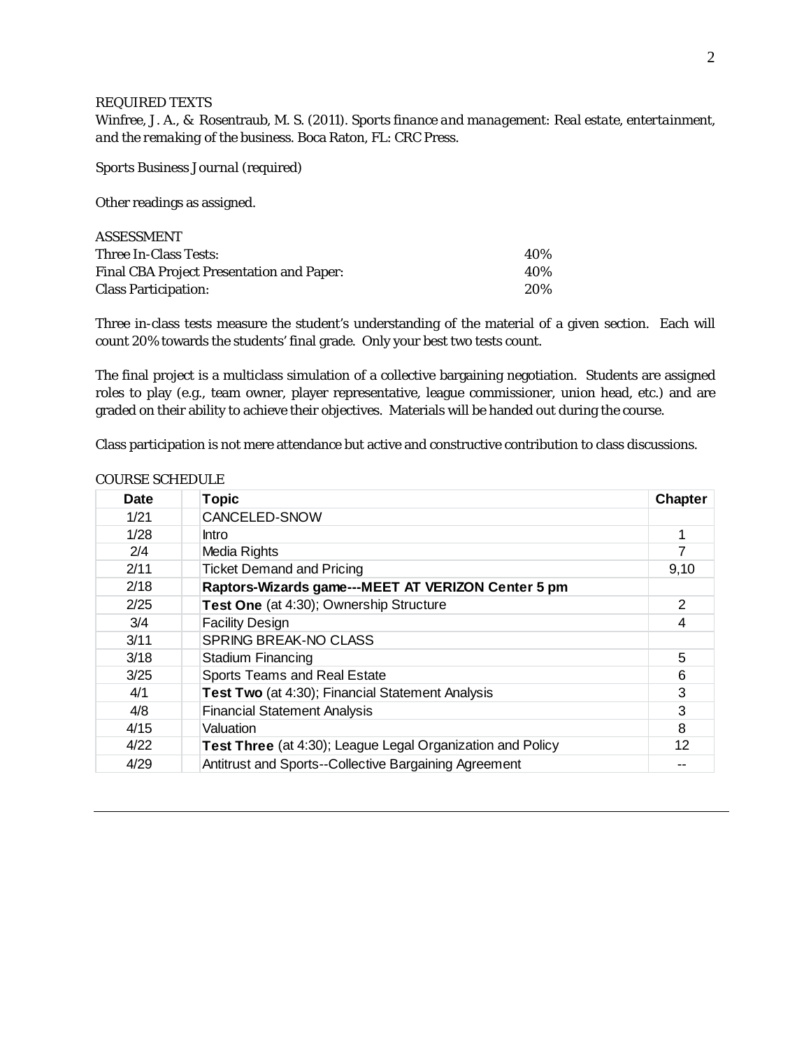## REQUIRED TEXTS

Winfree, J. A., & Rosentraub, M. S. (2011). *Sports finance and management: Real estate, entertainment, and the remaking of the business.* Boca Raton, FL: CRC Press.

*Sports Business Journal* (required)

Other readings as assigned.

## ASSESSMENT

| | |
|---|---|
| Three In-Class Tests: | 40% |
| Final CBA Project Presentation and Paper: | 40% |
| Class Participation: | 20% |

Three in-class tests measure the student's understanding of the material of a given section. Each will count 20% towards the students' final grade. Only your best two tests count.

The final project is a multiclass simulation of a collective bargaining negotiation. Students are assigned roles to play (e.g., team owner, player representative, league commissioner, union head, etc.) and are graded on their ability to achieve their objectives. Materials will be handed out during the course.

Class participation is not mere attendance but active and constructive contribution to class discussions.

## COURSE SCHEDULE

| Date | Topic | Chapter |
|---|---|---|
| 1/21 | CANCELED-SNOW | |
| 1/28 | Intro | 1 |
| 2/4 | Media Rights | 7 |
| 2/11 | Ticket Demand and Pricing | 9,10 |
| 2/18 | **Raptors-Wizards game---MEET AT VERIZON Center 5 pm** | |
| 2/25 | **Test One** (at 4:30); Ownership Structure | 2 |
| 3/4 | Facility Design | 4 |
| 3/11 | SPRING BREAK-NO CLASS | |
| 3/18 | Stadium Financing | 5 |
| 3/25 | Sports Teams and Real Estate | 6 |
| 4/1 | **Test Two** (at 4:30); Financial Statement Analysis | 3 |
| 4/8 | Financial Statement Analysis | 3 |
| 4/15 | Valuation | 8 |
| 4/22 | **Test Three** (at 4:30); League Legal Organization and Policy | 12 |
| 4/29 | Antitrust and Sports--Collective Bargaining Agreement | -- |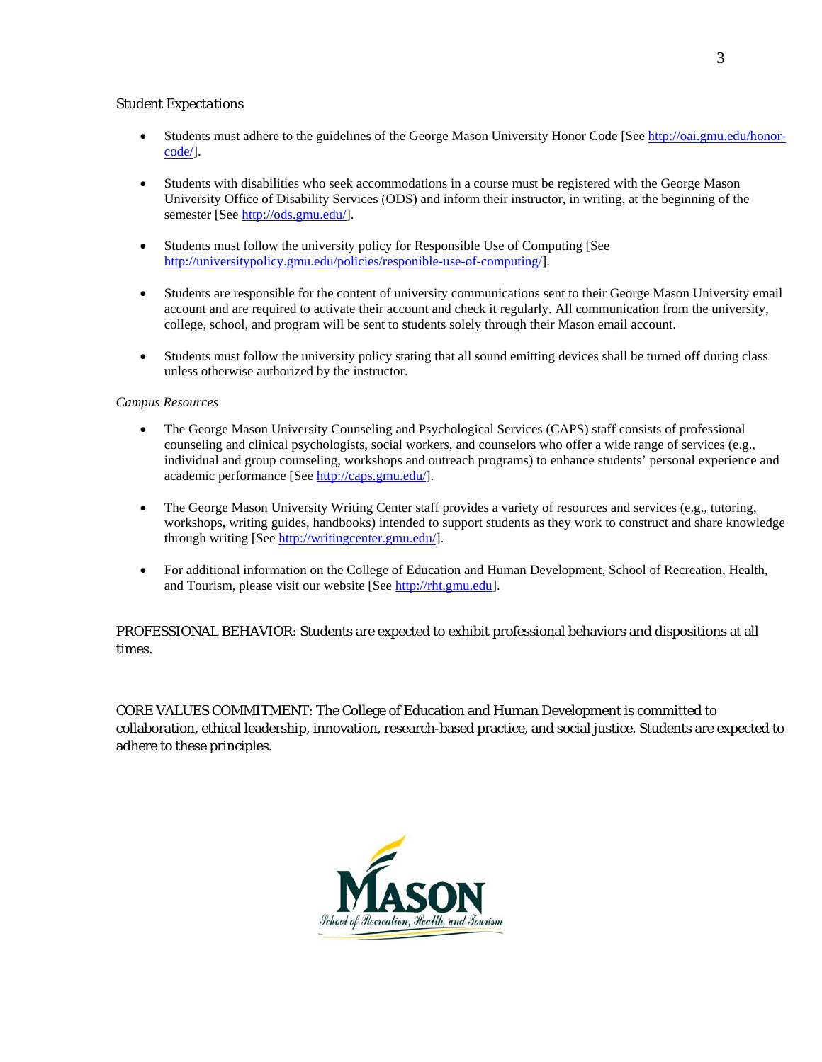*Student Expectations*

- Students must adhere to the guidelines of the George Mason University Honor Code [See http://oai.gmu.edu/honor-code/].
- Students with disabilities who seek accommodations in a course must be registered with the George Mason University Office of Disability Services (ODS) and inform their instructor, in writing, at the beginning of the semester [See http://ods.gmu.edu/].
- Students must follow the university policy for Responsible Use of Computing [See http://universitypolicy.gmu.edu/policies/responible-use-of-computing/].
- Students are responsible for the content of university communications sent to their George Mason University email account and are required to activate their account and check it regularly. All communication from the university, college, school, and program will be sent to students solely through their Mason email account.
- Students must follow the university policy stating that all sound emitting devices shall be turned off during class unless otherwise authorized by the instructor.

*Campus Resources*

- The George Mason University Counseling and Psychological Services (CAPS) staff consists of professional counseling and clinical psychologists, social workers, and counselors who offer a wide range of services (e.g., individual and group counseling, workshops and outreach programs) to enhance students' personal experience and academic performance [See http://caps.gmu.edu/].
- The George Mason University Writing Center staff provides a variety of resources and services (e.g., tutoring, workshops, writing guides, handbooks) intended to support students as they work to construct and share knowledge through writing [See http://writingcenter.gmu.edu/].
- For additional information on the College of Education and Human Development, School of Recreation, Health, and Tourism, please visit our website [See http://rht.gmu.edu].

PROFESSIONAL BEHAVIOR: Students are expected to exhibit professional behaviors and dispositions at all times.

CORE VALUES COMMITMENT: The College of Education and Human Development is committed to collaboration, ethical leadership, innovation, research-based practice, and social justice. Students are expected to adhere to these principles.

MASON

School of Recreation, Health, and Tourism